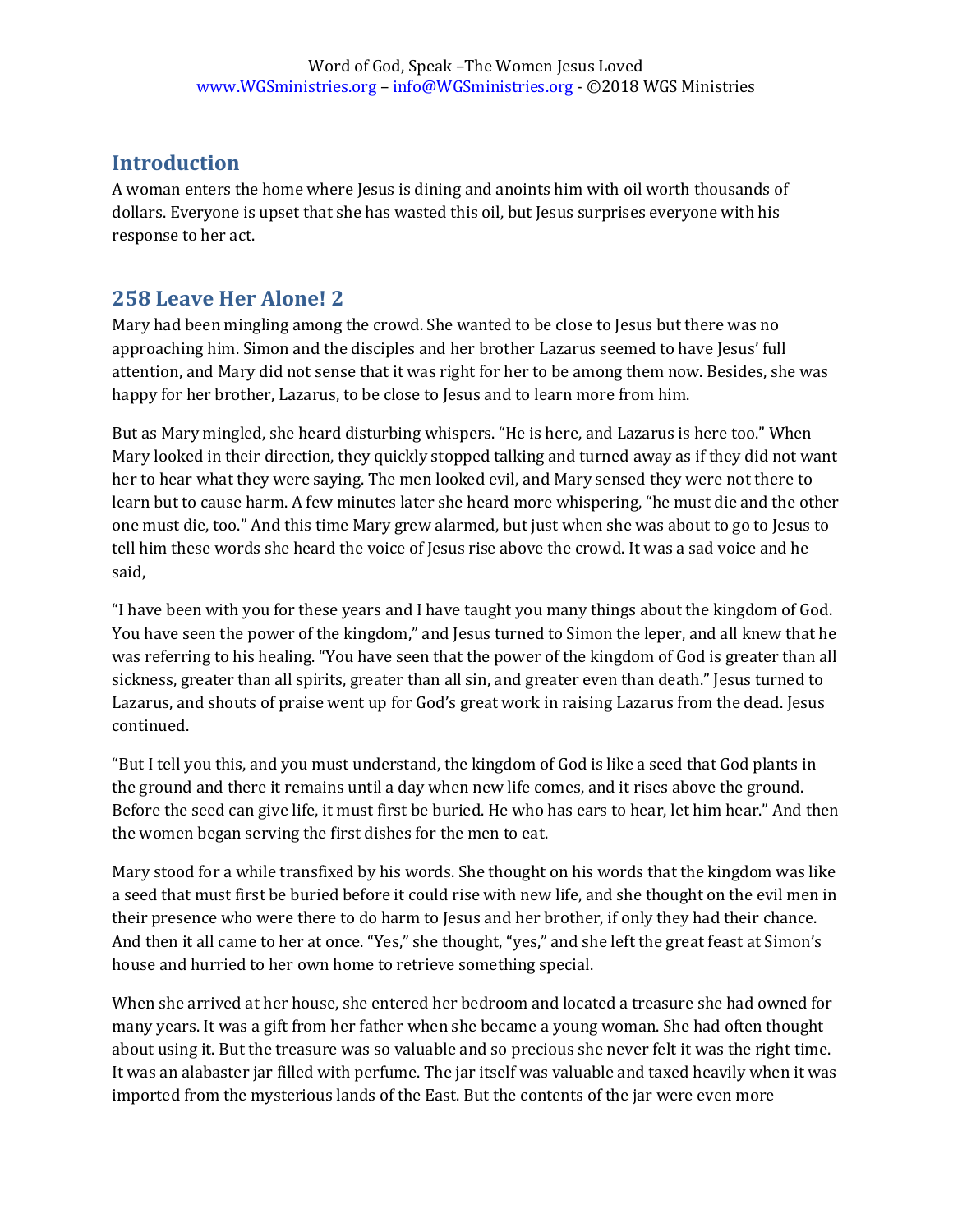## Introduction

A woman enters the home where Jesus is dining and anoints him with oil worth thousands of dollars. Everyone is upset that she has wasted this oil, but Jesus surprises everyone with his response to her act.

## 258 Leave Her Alone! 2

Mary had been mingling among the crowd. She wanted to be close to Jesus but there was no approaching him. Simon and the disciples and her brother Lazarus seemed to have Jesus' full attention, and Mary did not sense that it was right for her to be among them now. Besides, she was happy for her brother, Lazarus, to be close to Jesus and to learn more from him.

But as Mary mingled, she heard disturbing whispers. "He is here, and Lazarus is here too." When Mary looked in their direction, they quickly stopped talking and turned away as if they did not want her to hear what they were saying. The men looked evil, and Mary sensed they were not there to learn but to cause harm. A few minutes later she heard more whispering, "he must die and the other one must die, too." And this time Mary grew alarmed, but just when she was about to go to Jesus to tell him these words she heard the voice of Jesus rise above the crowd. It was a sad voice and he said,

"I have been with you for these years and I have taught you many things about the kingdom of God. You have seen the power of the kingdom," and Jesus turned to Simon the leper, and all knew that he was referring to his healing. "You have seen that the power of the kingdom of God is greater than all sickness, greater than all spirits, greater than all sin, and greater even than death." Jesus turned to Lazarus, and shouts of praise went up for God's great work in raising Lazarus from the dead. Jesus continued.

"But I tell you this, and you must understand, the kingdom of God is like a seed that God plants in the ground and there it remains until a day when new life comes, and it rises above the ground. Before the seed can give life, it must first be buried. He who has ears to hear, let him hear." And then the women began serving the first dishes for the men to eat.

Mary stood for a while transfixed by his words. She thought on his words that the kingdom was like a seed that must first be buried before it could rise with new life, and she thought on the evil men in their presence who were there to do harm to Jesus and her brother, if only they had their chance. And then it all came to her at once. "Yes," she thought, "yes," and she left the great feast at Simon's house and hurried to her own home to retrieve something special.

When she arrived at her house, she entered her bedroom and located a treasure she had owned for many years. It was a gift from her father when she became a young woman. She had often thought about using it. But the treasure was so valuable and so precious she never felt it was the right time. It was an alabaster jar filled with perfume. The jar itself was valuable and taxed heavily when it was imported from the mysterious lands of the East. But the contents of the jar were even more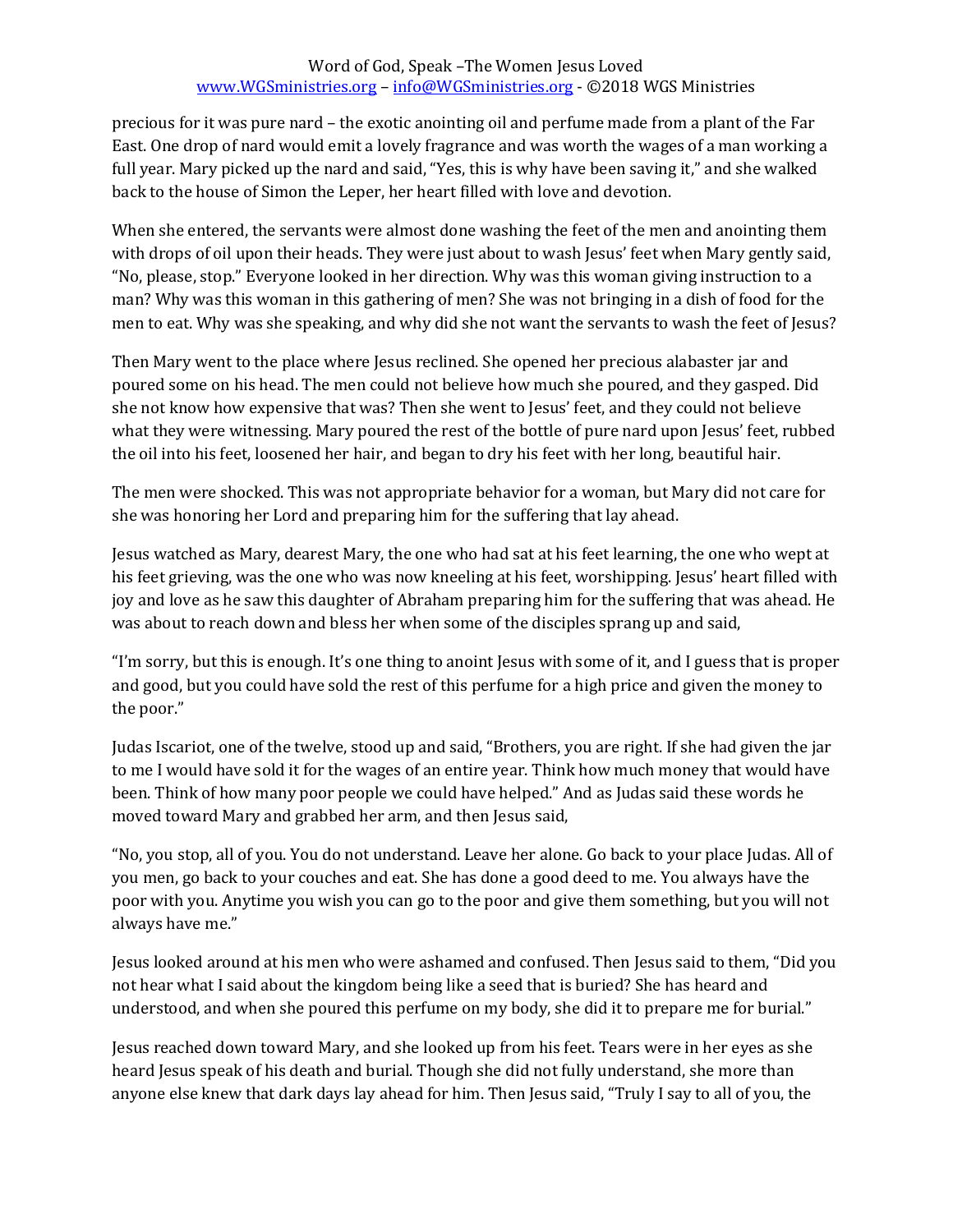precious for it was pure nard – the exotic anointing oil and perfume made from a plant of the Far East. One drop of nard would emit a lovely fragrance and was worth the wages of a man working a full year. Mary picked up the nard and said, "Yes, this is why have been saving it," and she walked back to the house of Simon the Leper, her heart filled with love and devotion.

When she entered, the servants were almost done washing the feet of the men and anointing them with drops of oil upon their heads. They were just about to wash Jesus' feet when Mary gently said, "No, please, stop." Everyone looked in her direction. Why was this woman giving instruction to a man? Why was this woman in this gathering of men? She was not bringing in a dish of food for the men to eat. Why was she speaking, and why did she not want the servants to wash the feet of Jesus?

Then Mary went to the place where Jesus reclined. She opened her precious alabaster jar and poured some on his head. The men could not believe how much she poured, and they gasped. Did she not know how expensive that was? Then she went to Jesus' feet, and they could not believe what they were witnessing. Mary poured the rest of the bottle of pure nard upon Jesus' feet, rubbed the oil into his feet, loosened her hair, and began to dry his feet with her long, beautiful hair.

The men were shocked. This was not appropriate behavior for a woman, but Mary did not care for she was honoring her Lord and preparing him for the suffering that lay ahead.

Jesus watched as Mary, dearest Mary, the one who had sat at his feet learning, the one who wept at his feet grieving, was the one who was now kneeling at his feet, worshipping. Jesus' heart filled with joy and love as he saw this daughter of Abraham preparing him for the suffering that was ahead. He was about to reach down and bless her when some of the disciples sprang up and said,

"I'm sorry, but this is enough. It's one thing to anoint Jesus with some of it, and I guess that is proper and good, but you could have sold the rest of this perfume for a high price and given the money to the poor."

Judas Iscariot, one of the twelve, stood up and said, "Brothers, you are right. If she had given the jar to me I would have sold it for the wages of an entire year. Think how much money that would have been. Think of how many poor people we could have helped." And as Judas said these words he moved toward Mary and grabbed her arm, and then Jesus said,

"No, you stop, all of you. You do not understand. Leave her alone. Go back to your place Judas. All of you men, go back to your couches and eat. She has done a good deed to me. You always have the poor with you. Anytime you wish you can go to the poor and give them something, but you will not always have me."

Jesus looked around at his men who were ashamed and confused. Then Jesus said to them, "Did you not hear what I said about the kingdom being like a seed that is buried? She has heard and understood, and when she poured this perfume on my body, she did it to prepare me for burial."

Jesus reached down toward Mary, and she looked up from his feet. Tears were in her eyes as she heard Jesus speak of his death and burial. Though she did not fully understand, she more than anyone else knew that dark days lay ahead for him. Then Jesus said, "Truly I say to all of you, the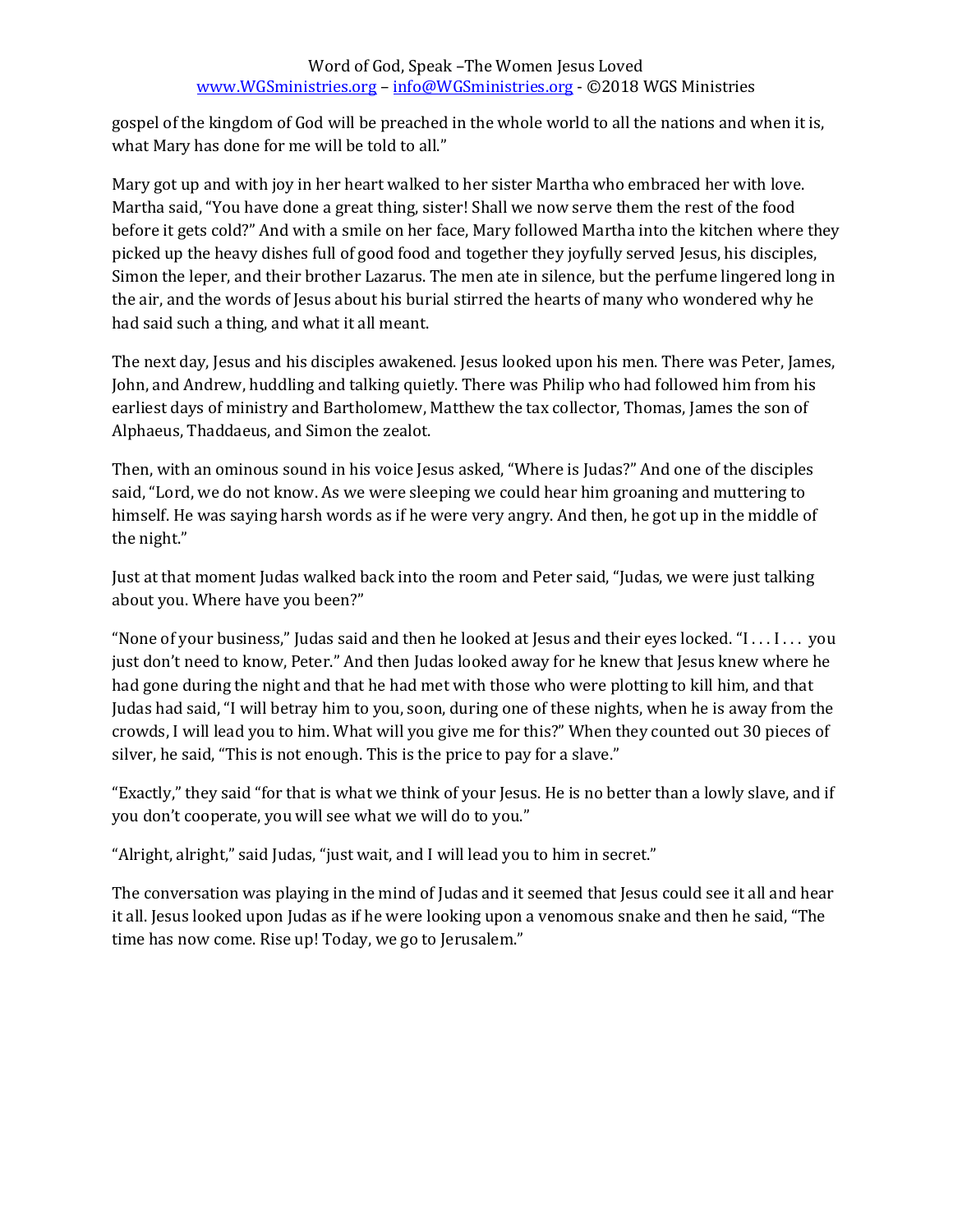gospel of the kingdom of God will be preached in the whole world to all the nations and when it is, what Mary has done for me will be told to all."

Mary got up and with joy in her heart walked to her sister Martha who embraced her with love. Martha said, "You have done a great thing, sister! Shall we now serve them the rest of the food before it gets cold?" And with a smile on her face, Mary followed Martha into the kitchen where they picked up the heavy dishes full of good food and together they joyfully served Jesus, his disciples, Simon the leper, and their brother Lazarus. The men ate in silence, but the perfume lingered long in the air, and the words of Jesus about his burial stirred the hearts of many who wondered why he had said such a thing, and what it all meant.

The next day, Jesus and his disciples awakened. Jesus looked upon his men. There was Peter, James, John, and Andrew, huddling and talking quietly. There was Philip who had followed him from his earliest days of ministry and Bartholomew, Matthew the tax collector, Thomas, James the son of Alphaeus, Thaddaeus, and Simon the zealot.

Then, with an ominous sound in his voice Jesus asked, "Where is Judas?" And one of the disciples said, "Lord, we do not know. As we were sleeping we could hear him groaning and muttering to himself. He was saying harsh words as if he were very angry. And then, he got up in the middle of the night."

Just at that moment Judas walked back into the room and Peter said, "Judas, we were just talking about you. Where have you been?"

"None of your business," Judas said and then he looked at Jesus and their eyes locked. "I . . . I . . . you just don't need to know, Peter." And then Judas looked away for he knew that Jesus knew where he had gone during the night and that he had met with those who were plotting to kill him, and that Judas had said, "I will betray him to you, soon, during one of these nights, when he is away from the crowds, I will lead you to him. What will you give me for this?" When they counted out 30 pieces of silver, he said, "This is not enough. This is the price to pay for a slave."

"Exactly," they said "for that is what we think of your Jesus. He is no better than a lowly slave, and if you don't cooperate, you will see what we will do to you."

"Alright, alright," said Judas, "just wait, and I will lead you to him in secret."

The conversation was playing in the mind of Judas and it seemed that Jesus could see it all and hear it all. Jesus looked upon Judas as if he were looking upon a venomous snake and then he said, "The time has now come. Rise up! Today, we go to Jerusalem."